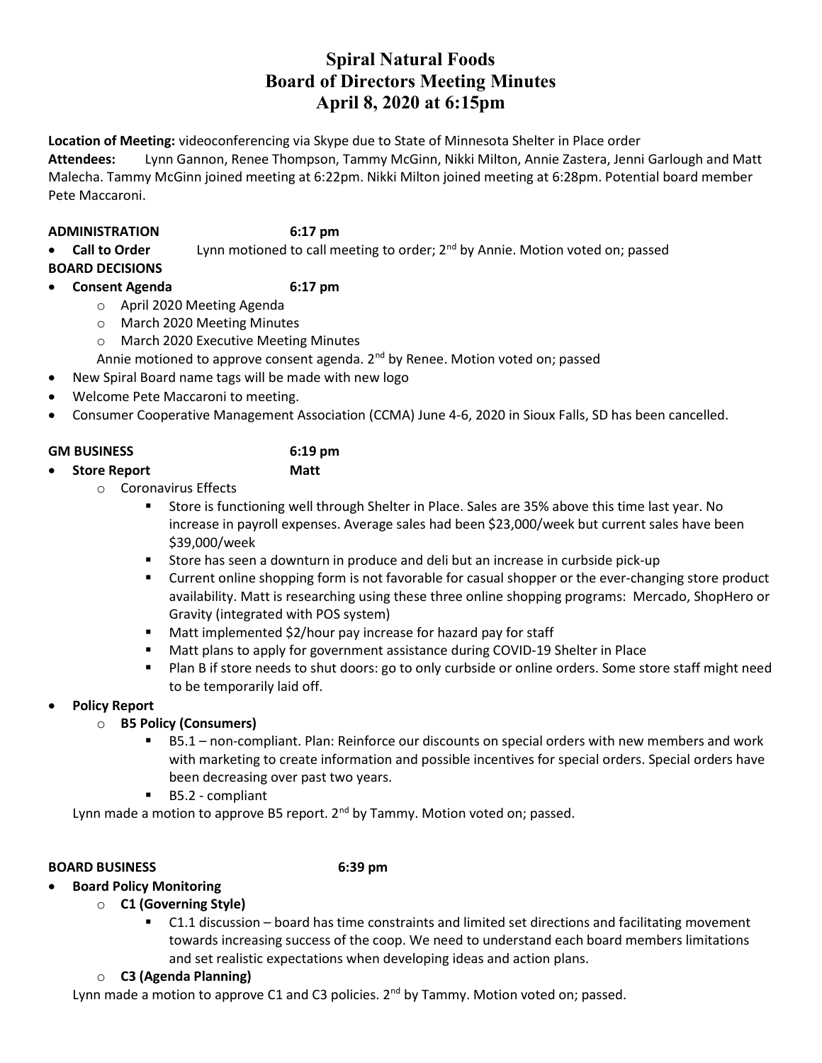# Spiral Natural Foods
# Board of Directors Meeting Minutes
# April 8, 2020 at 6:15pm

**Location of Meeting:** videoconferencing via Skype due to State of Minnesota Shelter in Place order
**Attendees:** Lynn Gannon, Renee Thompson, Tammy McGinn, Nikki Milton, Annie Zastera, Jenni Garlough and Matt Malecha. Tammy McGinn joined meeting at 6:22pm. Nikki Milton joined meeting at 6:28pm. Potential board member Pete Maccaroni.

**ADMINISTRATION 6:17 pm**

- **Call to Order** Lynn motioned to call meeting to order; 2nd by Annie. Motion voted on; passed

**BOARD DECISIONS**

- **Consent Agenda 6:17 pm**
  - April 2020 Meeting Agenda
  - March 2020 Meeting Minutes
  - March 2020 Executive Meeting Minutes

  Annie motioned to approve consent agenda. 2nd by Renee. Motion voted on; passed
- New Spiral Board name tags will be made with new logo
- Welcome Pete Maccaroni to meeting.
- Consumer Cooperative Management Association (CCMA) June 4-6, 2020 in Sioux Falls, SD has been cancelled.

**GM BUSINESS 6:19 pm**

- **Store Report Matt**
  - Coronavirus Effects
    - Store is functioning well through Shelter in Place. Sales are 35% above this time last year. No increase in payroll expenses. Average sales had been $23,000/week but current sales have been $39,000/week
    - Store has seen a downturn in produce and deli but an increase in curbside pick-up
    - Current online shopping form is not favorable for casual shopper or the ever-changing store product availability. Matt is researching using these three online shopping programs: Mercado, ShopHero or Gravity (integrated with POS system)
    - Matt implemented $2/hour pay increase for hazard pay for staff
    - Matt plans to apply for government assistance during COVID-19 Shelter in Place
    - Plan B if store needs to shut doors: go to only curbside or online orders. Some store staff might need to be temporarily laid off.
- **Policy Report**
  - **B5 Policy (Consumers)**
    - B5.1 – non-compliant. Plan: Reinforce our discounts on special orders with new members and work with marketing to create information and possible incentives for special orders. Special orders have been decreasing over past two years.
    - B5.2 - compliant

  Lynn made a motion to approve B5 report. 2nd by Tammy. Motion voted on; passed.

**BOARD BUSINESS 6:39 pm**

- **Board Policy Monitoring**
  - **C1 (Governing Style)**
    - C1.1 discussion – board has time constraints and limited set directions and facilitating movement towards increasing success of the coop. We need to understand each board members limitations and set realistic expectations when developing ideas and action plans.
  - **C3 (Agenda Planning)**

  Lynn made a motion to approve C1 and C3 policies. 2nd by Tammy. Motion voted on; passed.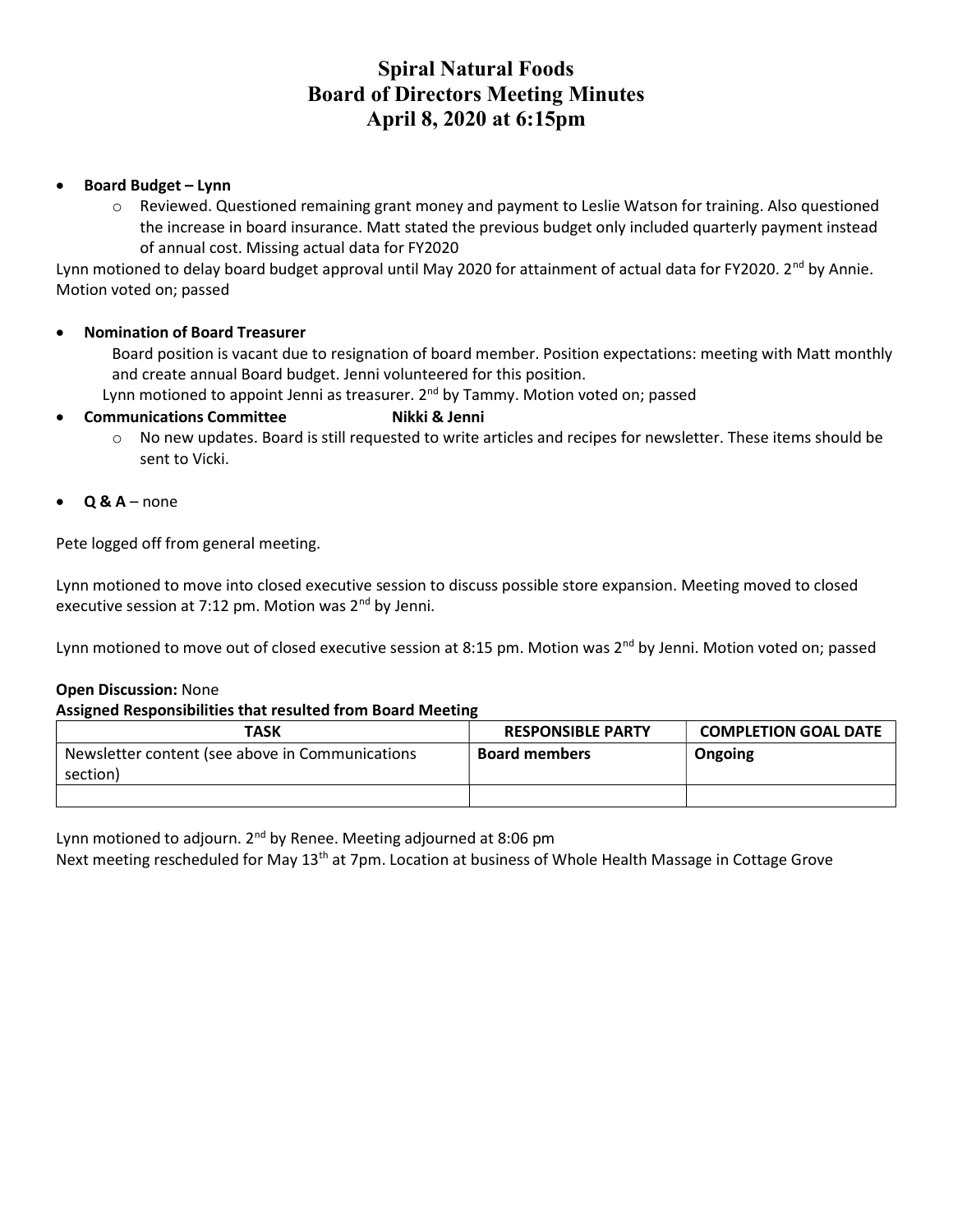# Spiral Natural Foods
# Board of Directors Meeting Minutes
# April 8, 2020 at 6:15pm

- **Board Budget – Lynn**
  - Reviewed. Questioned remaining grant money and payment to Leslie Watson for training. Also questioned the increase in board insurance. Matt stated the previous budget only included quarterly payment instead of annual cost. Missing actual data for FY2020

Lynn motioned to delay board budget approval until May 2020 for attainment of actual data for FY2020. 2nd by Annie. Motion voted on; passed

- **Nomination of Board Treasurer**

  Board position is vacant due to resignation of board member. Position expectations: meeting with Matt monthly and create annual Board budget. Jenni volunteered for this position.

  Lynn motioned to appoint Jenni as treasurer. 2nd by Tammy. Motion voted on; passed

- **Communications Committee Nikki & Jenni**
  - No new updates. Board is still requested to write articles and recipes for newsletter. These items should be sent to Vicki.

- **Q & A** – none

Pete logged off from general meeting.

Lynn motioned to move into closed executive session to discuss possible store expansion. Meeting moved to closed executive session at 7:12 pm. Motion was 2nd by Jenni.

Lynn motioned to move out of closed executive session at 8:15 pm. Motion was 2nd by Jenni. Motion voted on; passed

**Open Discussion:** None

**Assigned Responsibilities that resulted from Board Meeting**

| TASK | RESPONSIBLE PARTY | COMPLETION GOAL DATE |
|---|---|---|
| Newsletter content (see above in Communications section) | **Board members** | **Ongoing** |
| | | |

Lynn motioned to adjourn. 2nd by Renee. Meeting adjourned at 8:06 pm

Next meeting rescheduled for May 13th at 7pm. Location at business of Whole Health Massage in Cottage Grove